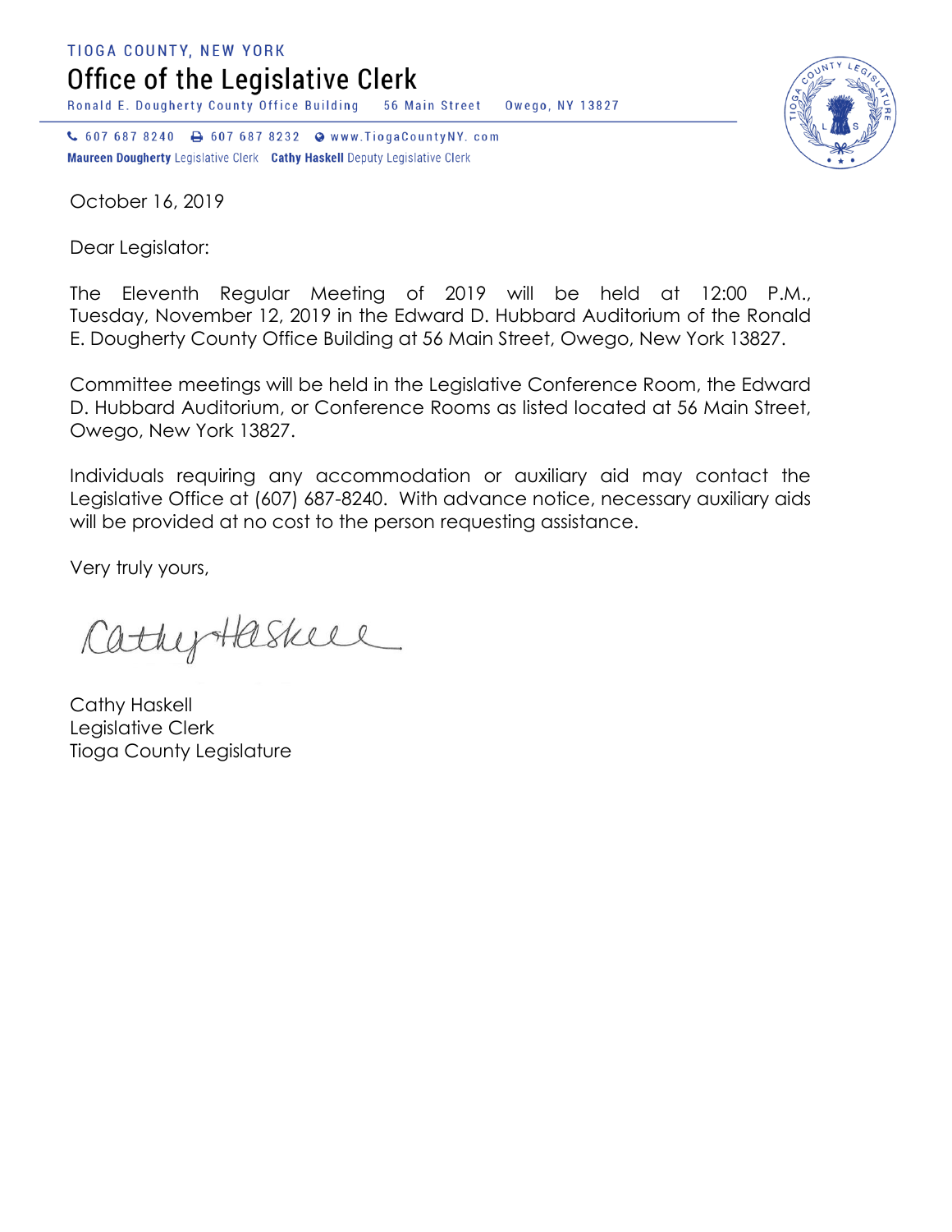TIOGA COUNTY, NEW YORK

# Office of the Legislative Clerk

Ronald E. Dougherty County Office Building 56 Main Street Owego, NY 13827

607 687 8240 607 687 8232 www.TiogaCountyNY.com

**Maureen Dougherty** Legislative Clerk **Cathy Haskell** Deputy Legislative Clerk

October 16, 2019

Dear Legislator:

The Eleventh Regular Meeting of 2019 will be held at 12:00 P.M., Tuesday, November 12, 2019 in the Edward D. Hubbard Auditorium of the Ronald E. Dougherty County Office Building at 56 Main Street, Owego, New York 13827.

Committee meetings will be held in the Legislative Conference Room, the Edward D. Hubbard Auditorium, or Conference Rooms as listed located at 56 Main Street, Owego, New York 13827.

Individuals requiring any accommodation or auxiliary aid may contact the Legislative Office at (607) 687-8240. With advance notice, necessary auxiliary aids will be provided at no cost to the person requesting assistance.

Very truly yours,

Cathy Haskell

Cathy Haskell
Legislative Clerk
Tioga County Legislature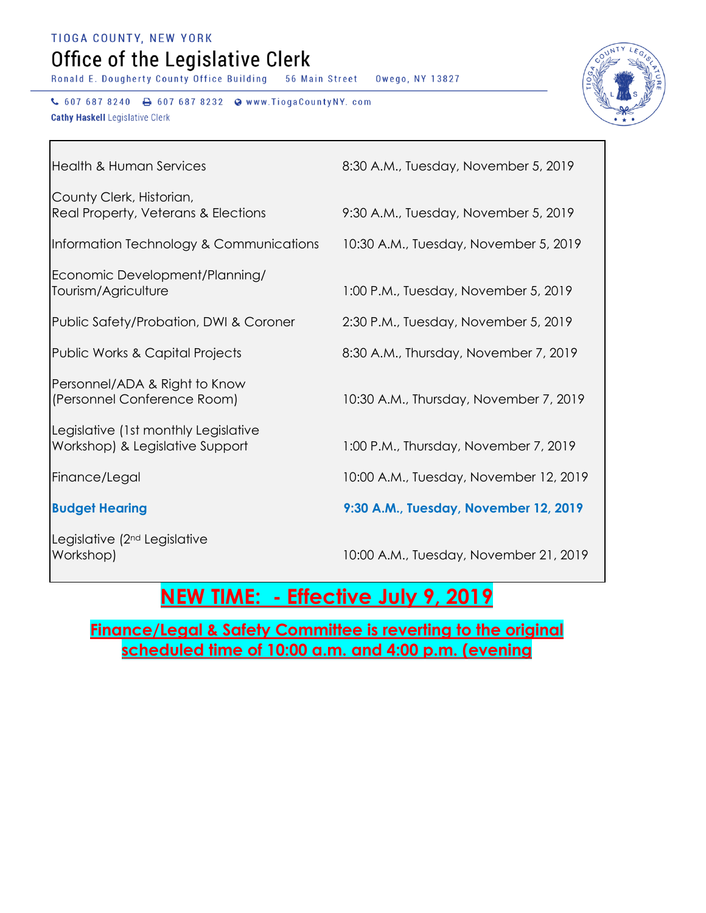TIOGA COUNTY, NEW YORK

# Office of the Legislative Clerk

Ronald E. Dougherty County Office Building 56 Main Street Owego, NY 13827

607 687 8240 607 687 8232 www.TiogaCountyNY.com

**Cathy Haskell** Legislative Clerk

| | |
|---|---|
| Health & Human Services | 8:30 A.M., Tuesday, November 5, 2019 |
| County Clerk, Historian, Real Property, Veterans & Elections | 9:30 A.M., Tuesday, November 5, 2019 |
| Information Technology & Communications | 10:30 A.M., Tuesday, November 5, 2019 |
| Economic Development/Planning/ Tourism/Agriculture | 1:00 P.M., Tuesday, November 5, 2019 |
| Public Safety/Probation, DWI & Coroner | 2:30 P.M., Tuesday, November 5, 2019 |
| Public Works & Capital Projects | 8:30 A.M., Thursday, November 7, 2019 |
| Personnel/ADA & Right to Know (Personnel Conference Room) | 10:30 A.M., Thursday, November 7, 2019 |
| Legislative (1st monthly Legislative Workshop) & Legislative Support | 1:00 P.M., Thursday, November 7, 2019 |
| Finance/Legal | 10:00 A.M., Tuesday, November 12, 2019 |
| **Budget Hearing** | **9:30 A.M., Tuesday, November 12, 2019** |
| Legislative (2nd Legislative Workshop) | 10:00 A.M., Tuesday, November 21, 2019 |

## NEW TIME: - Effective July 9, 2019

**Finance/Legal & Safety Committee is reverting to the original scheduled time of 10:00 a.m. and 4:00 p.m. (evening**